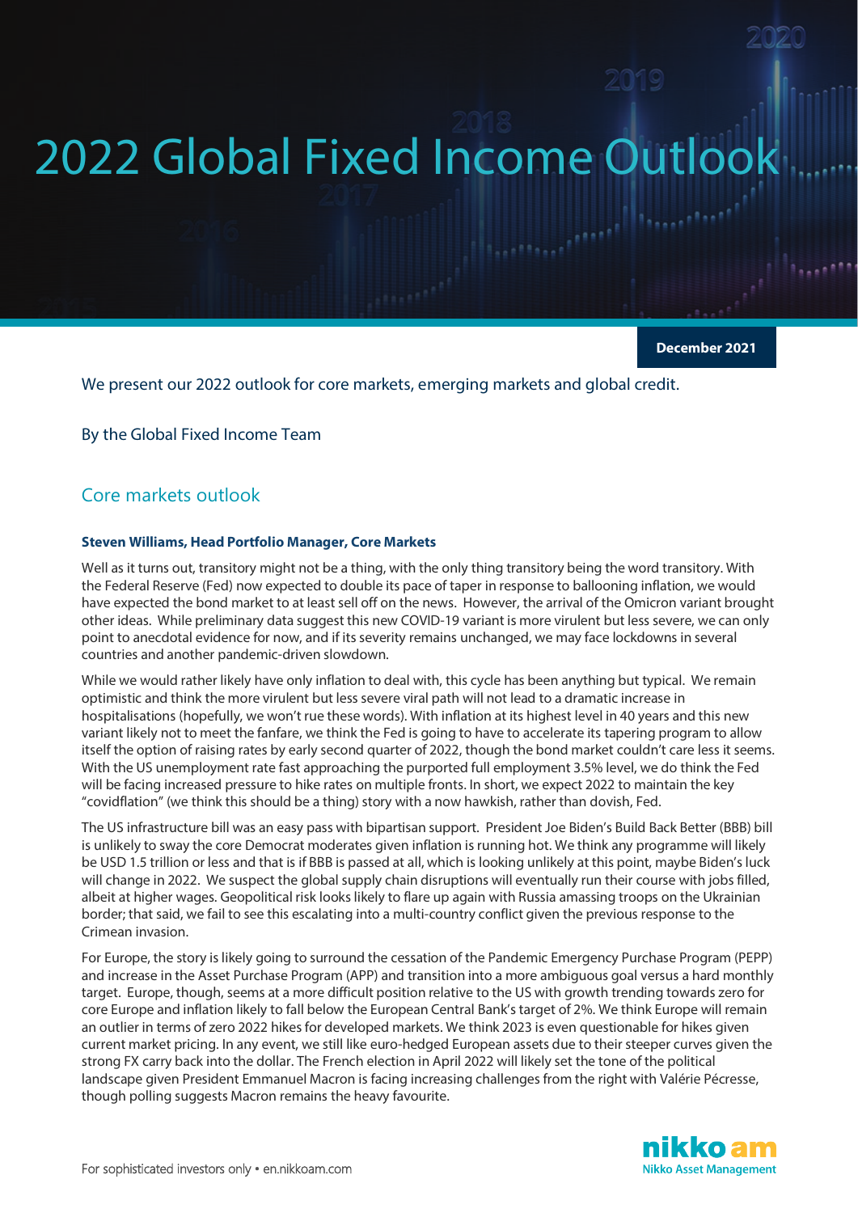# 2022 Global Fixed Income Outlook

**December 2021**

We present our 2022 outlook for core markets, emerging markets and global credit.

By the Global Fixed Income Team

## Core markets outlook

**Steven Williams, Head Portfolio Manager, Core Markets**

Well as it turns out, transitory might not be a thing, with the only thing transitory being the word transitory. With the Federal Reserve (Fed) now expected to double its pace of taper in response to ballooning inflation, we would have expected the bond market to at least sell off on the news. However, the arrival of the Omicron variant brought other ideas. While preliminary data suggest this new COVID-19 variant is more virulent but less severe, we can only point to anecdotal evidence for now, and if its severity remains unchanged, we may face lockdowns in several countries and another pandemic-driven slowdown.

While we would rather likely have only inflation to deal with, this cycle has been anything but typical. We remain optimistic and think the more virulent but less severe viral path will not lead to a dramatic increase in hospitalisations (hopefully, we won't rue these words). With inflation at its highest level in 40 years and this new variant likely not to meet the fanfare, we think the Fed is going to have to accelerate its tapering program to allow itself the option of raising rates by early second quarter of 2022, though the bond market couldn't care less it seems. With the US unemployment rate fast approaching the purported full employment 3.5% level, we do think the Fed will be facing increased pressure to hike rates on multiple fronts. In short, we expect 2022 to maintain the key "covidflation" (we think this should be a thing) story with a now hawkish, rather than dovish, Fed.

The US infrastructure bill was an easy pass with bipartisan support. President Joe Biden's Build Back Better (BBB) bill is unlikely to sway the core Democrat moderates given inflation is running hot. We think any programme will likely be USD 1.5 trillion or less and that is if BBB is passed at all, which is looking unlikely at this point, maybe Biden's luck will change in 2022. We suspect the global supply chain disruptions will eventually run their course with jobs filled, albeit at higher wages. Geopolitical risk looks likely to flare up again with Russia amassing troops on the Ukrainian border; that said, we fail to see this escalating into a multi-country conflict given the previous response to the Crimean invasion.

For Europe, the story is likely going to surround the cessation of the Pandemic Emergency Purchase Program (PEPP) and increase in the Asset Purchase Program (APP) and transition into a more ambiguous goal versus a hard monthly target. Europe, though, seems at a more difficult position relative to the US with growth trending towards zero for core Europe and inflation likely to fall below the European Central Bank's target of 2%. We think Europe will remain an outlier in terms of zero 2022 hikes for developed markets. We think 2023 is even questionable for hikes given current market pricing. In any event, we still like euro-hedged European assets due to their steeper curves given the strong FX carry back into the dollar. The French election in April 2022 will likely set the tone of the political landscape given President Emmanuel Macron is facing increasing challenges from the right with Valérie Pécresse, though polling suggests Macron remains the heavy favourite.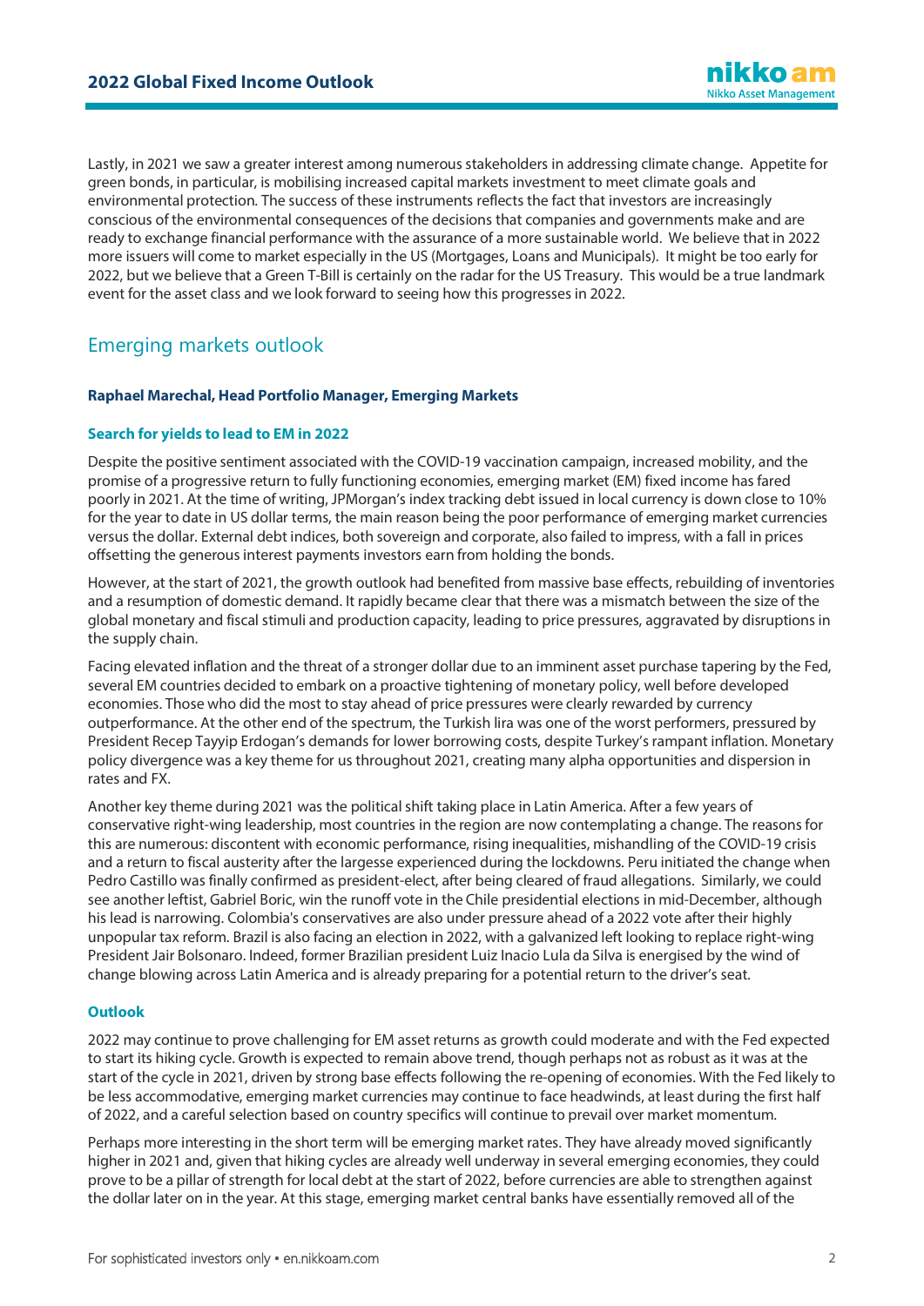Lastly, in 2021 we saw a greater interest among numerous stakeholders in addressing climate change. Appetite for green bonds, in particular, is mobilising increased capital markets investment to meet climate goals and environmental protection. The success of these instruments reflects the fact that investors are increasingly conscious of the environmental consequences of the decisions that companies and governments make and are ready to exchange financial performance with the assurance of a more sustainable world. We believe that in 2022 more issuers will come to market especially in the US (Mortgages, Loans and Municipals). It might be too early for 2022, but we believe that a Green T-Bill is certainly on the radar for the US Treasury. This would be a true landmark event for the asset class and we look forward to seeing how this progresses in 2022.

## Emerging markets outlook

**Raphael Marechal, Head Portfolio Manager, Emerging Markets**

### Search for yields to lead to EM in 2022

Despite the positive sentiment associated with the COVID-19 vaccination campaign, increased mobility, and the promise of a progressive return to fully functioning economies, emerging market (EM) fixed income has fared poorly in 2021. At the time of writing, JPMorgan's index tracking debt issued in local currency is down close to 10% for the year to date in US dollar terms, the main reason being the poor performance of emerging market currencies versus the dollar. External debt indices, both sovereign and corporate, also failed to impress, with a fall in prices offsetting the generous interest payments investors earn from holding the bonds.

However, at the start of 2021, the growth outlook had benefited from massive base effects, rebuilding of inventories and a resumption of domestic demand. It rapidly became clear that there was a mismatch between the size of the global monetary and fiscal stimuli and production capacity, leading to price pressures, aggravated by disruptions in the supply chain.

Facing elevated inflation and the threat of a stronger dollar due to an imminent asset purchase tapering by the Fed, several EM countries decided to embark on a proactive tightening of monetary policy, well before developed economies. Those who did the most to stay ahead of price pressures were clearly rewarded by currency outperformance. At the other end of the spectrum, the Turkish lira was one of the worst performers, pressured by President Recep Tayyip Erdogan's demands for lower borrowing costs, despite Turkey's rampant inflation. Monetary policy divergence was a key theme for us throughout 2021, creating many alpha opportunities and dispersion in rates and FX.

Another key theme during 2021 was the political shift taking place in Latin America. After a few years of conservative right-wing leadership, most countries in the region are now contemplating a change. The reasons for this are numerous: discontent with economic performance, rising inequalities, mishandling of the COVID-19 crisis and a return to fiscal austerity after the largesse experienced during the lockdowns. Peru initiated the change when Pedro Castillo was finally confirmed as president-elect, after being cleared of fraud allegations. Similarly, we could see another leftist, Gabriel Boric, win the runoff vote in the Chile presidential elections in mid-December, although his lead is narrowing. Colombia's conservatives are also under pressure ahead of a 2022 vote after their highly unpopular tax reform. Brazil is also facing an election in 2022, with a galvanized left looking to replace right-wing President Jair Bolsonaro. Indeed, former Brazilian president Luiz Inacio Lula da Silva is energised by the wind of change blowing across Latin America and is already preparing for a potential return to the driver's seat.

### Outlook

2022 may continue to prove challenging for EM asset returns as growth could moderate and with the Fed expected to start its hiking cycle. Growth is expected to remain above trend, though perhaps not as robust as it was at the start of the cycle in 2021, driven by strong base effects following the re-opening of economies. With the Fed likely to be less accommodative, emerging market currencies may continue to face headwinds, at least during the first half of 2022, and a careful selection based on country specifics will continue to prevail over market momentum.

Perhaps more interesting in the short term will be emerging market rates. They have already moved significantly higher in 2021 and, given that hiking cycles are already well underway in several emerging economies, they could prove to be a pillar of strength for local debt at the start of 2022, before currencies are able to strengthen against the dollar later on in the year. At this stage, emerging market central banks have essentially removed all of the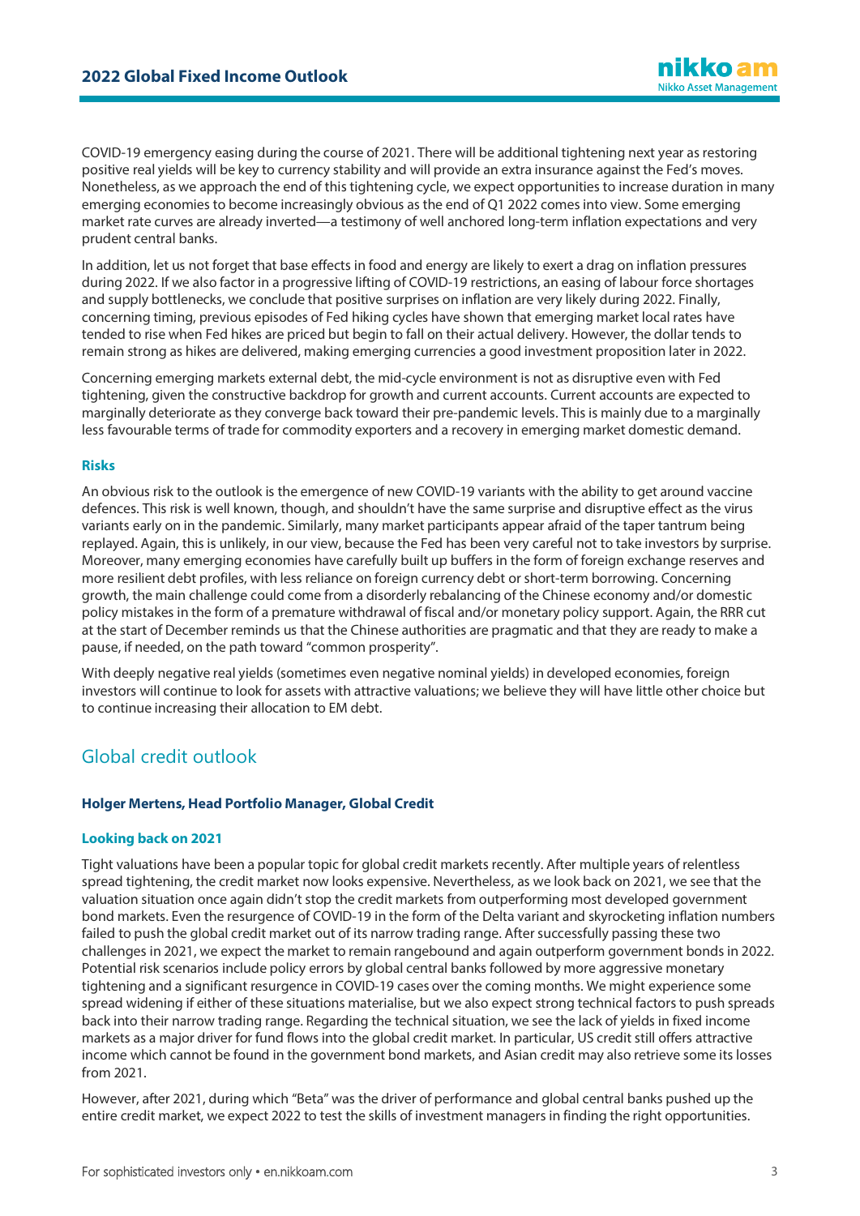COVID-19 emergency easing during the course of 2021. There will be additional tightening next year as restoring positive real yields will be key to currency stability and will provide an extra insurance against the Fed's moves. Nonetheless, as we approach the end of this tightening cycle, we expect opportunities to increase duration in many emerging economies to become increasingly obvious as the end of Q1 2022 comes into view. Some emerging market rate curves are already inverted—a testimony of well anchored long-term inflation expectations and very prudent central banks.

In addition, let us not forget that base effects in food and energy are likely to exert a drag on inflation pressures during 2022. If we also factor in a progressive lifting of COVID-19 restrictions, an easing of labour force shortages and supply bottlenecks, we conclude that positive surprises on inflation are very likely during 2022. Finally, concerning timing, previous episodes of Fed hiking cycles have shown that emerging market local rates have tended to rise when Fed hikes are priced but begin to fall on their actual delivery. However, the dollar tends to remain strong as hikes are delivered, making emerging currencies a good investment proposition later in 2022.

Concerning emerging markets external debt, the mid-cycle environment is not as disruptive even with Fed tightening, given the constructive backdrop for growth and current accounts. Current accounts are expected to marginally deteriorate as they converge back toward their pre-pandemic levels. This is mainly due to a marginally less favourable terms of trade for commodity exporters and a recovery in emerging market domestic demand.

### Risks

An obvious risk to the outlook is the emergence of new COVID-19 variants with the ability to get around vaccine defences. This risk is well known, though, and shouldn't have the same surprise and disruptive effect as the virus variants early on in the pandemic. Similarly, many market participants appear afraid of the taper tantrum being replayed. Again, this is unlikely, in our view, because the Fed has been very careful not to take investors by surprise. Moreover, many emerging economies have carefully built up buffers in the form of foreign exchange reserves and more resilient debt profiles, with less reliance on foreign currency debt or short-term borrowing. Concerning growth, the main challenge could come from a disorderly rebalancing of the Chinese economy and/or domestic policy mistakes in the form of a premature withdrawal of fiscal and/or monetary policy support. Again, the RRR cut at the start of December reminds us that the Chinese authorities are pragmatic and that they are ready to make a pause, if needed, on the path toward "common prosperity".

With deeply negative real yields (sometimes even negative nominal yields) in developed economies, foreign investors will continue to look for assets with attractive valuations; we believe they will have little other choice but to continue increasing their allocation to EM debt.

## Global credit outlook

**Holger Mertens, Head Portfolio Manager, Global Credit**

### Looking back on 2021

Tight valuations have been a popular topic for global credit markets recently. After multiple years of relentless spread tightening, the credit market now looks expensive. Nevertheless, as we look back on 2021, we see that the valuation situation once again didn't stop the credit markets from outperforming most developed government bond markets. Even the resurgence of COVID-19 in the form of the Delta variant and skyrocketing inflation numbers failed to push the global credit market out of its narrow trading range. After successfully passing these two challenges in 2021, we expect the market to remain rangebound and again outperform government bonds in 2022. Potential risk scenarios include policy errors by global central banks followed by more aggressive monetary tightening and a significant resurgence in COVID-19 cases over the coming months. We might experience some spread widening if either of these situations materialise, but we also expect strong technical factors to push spreads back into their narrow trading range. Regarding the technical situation, we see the lack of yields in fixed income markets as a major driver for fund flows into the global credit market. In particular, US credit still offers attractive income which cannot be found in the government bond markets, and Asian credit may also retrieve some its losses from 2021.

However, after 2021, during which "Beta" was the driver of performance and global central banks pushed up the entire credit market, we expect 2022 to test the skills of investment managers in finding the right opportunities.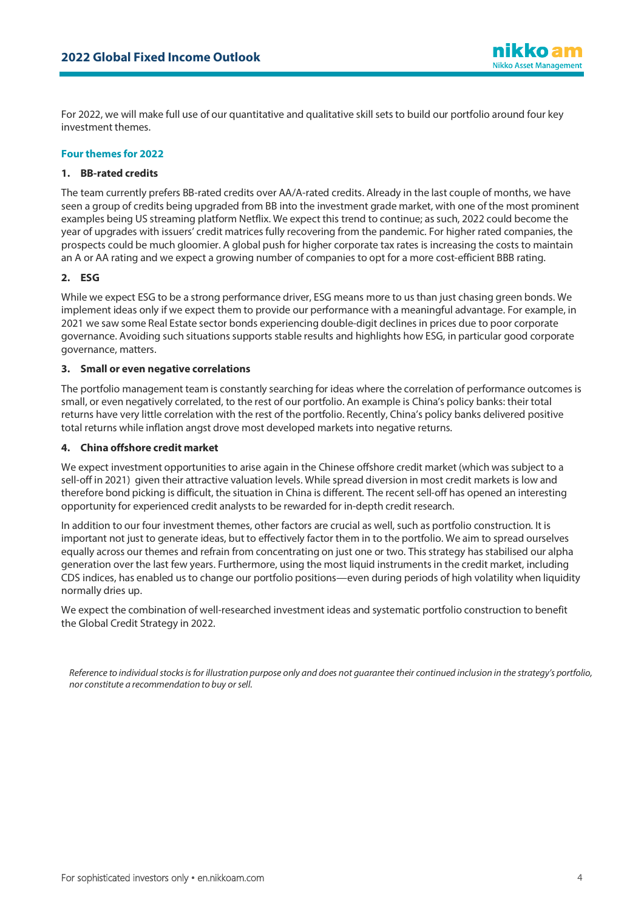For 2022, we will make full use of our quantitative and qualitative skill sets to build our portfolio around four key investment themes.

### Four themes for 2022

**1. BB-rated credits**

The team currently prefers BB-rated credits over AA/A-rated credits. Already in the last couple of months, we have seen a group of credits being upgraded from BB into the investment grade market, with one of the most prominent examples being US streaming platform Netflix. We expect this trend to continue; as such, 2022 could become the year of upgrades with issuers' credit matrices fully recovering from the pandemic. For higher rated companies, the prospects could be much gloomier. A global push for higher corporate tax rates is increasing the costs to maintain an A or AA rating and we expect a growing number of companies to opt for a more cost-efficient BBB rating.

**2. ESG**

While we expect ESG to be a strong performance driver, ESG means more to us than just chasing green bonds. We implement ideas only if we expect them to provide our performance with a meaningful advantage. For example, in 2021 we saw some Real Estate sector bonds experiencing double-digit declines in prices due to poor corporate governance. Avoiding such situations supports stable results and highlights how ESG, in particular good corporate governance, matters.

**3. Small or even negative correlations**

The portfolio management team is constantly searching for ideas where the correlation of performance outcomes is small, or even negatively correlated, to the rest of our portfolio. An example is China's policy banks: their total returns have very little correlation with the rest of the portfolio. Recently, China's policy banks delivered positive total returns while inflation angst drove most developed markets into negative returns.

**4. China offshore credit market**

We expect investment opportunities to arise again in the Chinese offshore credit market (which was subject to a sell-off in 2021) given their attractive valuation levels. While spread diversion in most credit markets is low and therefore bond picking is difficult, the situation in China is different. The recent sell-off has opened an interesting opportunity for experienced credit analysts to be rewarded for in-depth credit research.

In addition to our four investment themes, other factors are crucial as well, such as portfolio construction. It is important not just to generate ideas, but to effectively factor them in to the portfolio. We aim to spread ourselves equally across our themes and refrain from concentrating on just one or two. This strategy has stabilised our alpha generation over the last few years. Furthermore, using the most liquid instruments in the credit market, including CDS indices, has enabled us to change our portfolio positions—even during periods of high volatility when liquidity normally dries up.

We expect the combination of well-researched investment ideas and systematic portfolio construction to benefit the Global Credit Strategy in 2022.

*Reference to individual stocks is for illustration purpose only and does not guarantee their continued inclusion in the strategy's portfolio, nor constitute a recommendation to buy or sell.*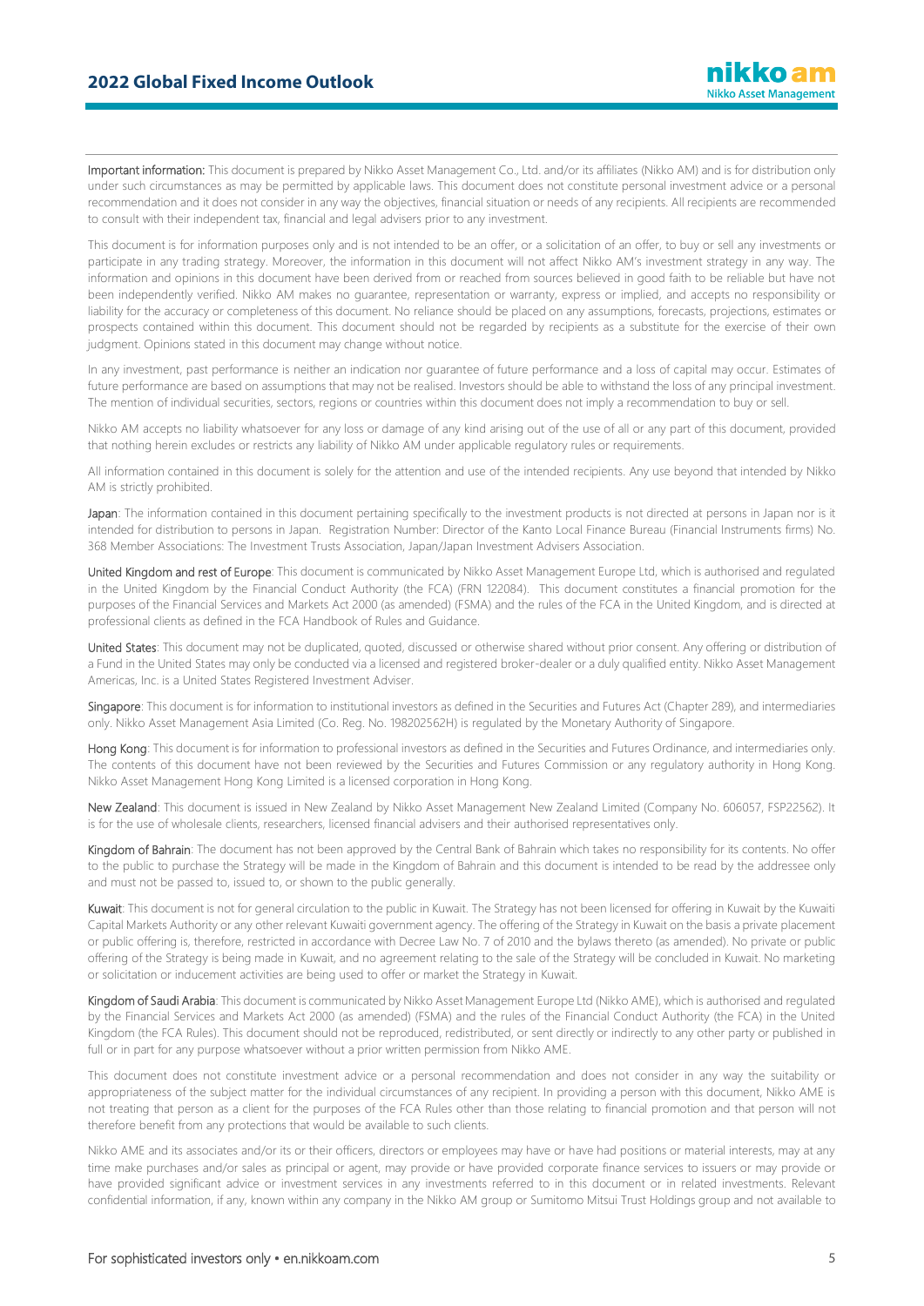**Important information:** This document is prepared by Nikko Asset Management Co., Ltd. and/or its affiliates (Nikko AM) and is for distribution only under such circumstances as may be permitted by applicable laws. This document does not constitute personal investment advice or a personal recommendation and it does not consider in any way the objectives, financial situation or needs of any recipients. All recipients are recommended to consult with their independent tax, financial and legal advisers prior to any investment.

This document is for information purposes only and is not intended to be an offer, or a solicitation of an offer, to buy or sell any investments or participate in any trading strategy. Moreover, the information in this document will not affect Nikko AM's investment strategy in any way. The information and opinions in this document have been derived from or reached from sources believed in good faith to be reliable but have not been independently verified. Nikko AM makes no guarantee, representation or warranty, express or implied, and accepts no responsibility or liability for the accuracy or completeness of this document. No reliance should be placed on any assumptions, forecasts, projections, estimates or prospects contained within this document. This document should not be regarded by recipients as a substitute for the exercise of their own judgment. Opinions stated in this document may change without notice.

In any investment, past performance is neither an indication nor guarantee of future performance and a loss of capital may occur. Estimates of future performance are based on assumptions that may not be realised. Investors should be able to withstand the loss of any principal investment. The mention of individual securities, sectors, regions or countries within this document does not imply a recommendation to buy or sell.

Nikko AM accepts no liability whatsoever for any loss or damage of any kind arising out of the use of all or any part of this document, provided that nothing herein excludes or restricts any liability of Nikko AM under applicable regulatory rules or requirements.

All information contained in this document is solely for the attention and use of the intended recipients. Any use beyond that intended by Nikko AM is strictly prohibited.

**Japan**: The information contained in this document pertaining specifically to the investment products is not directed at persons in Japan nor is it intended for distribution to persons in Japan. Registration Number: Director of the Kanto Local Finance Bureau (Financial Instruments firms) No. 368 Member Associations: The Investment Trusts Association, Japan/Japan Investment Advisers Association.

**United Kingdom and rest of Europe**: This document is communicated by Nikko Asset Management Europe Ltd, which is authorised and regulated in the United Kingdom by the Financial Conduct Authority (the FCA) (FRN 122084). This document constitutes a financial promotion for the purposes of the Financial Services and Markets Act 2000 (as amended) (FSMA) and the rules of the FCA in the United Kingdom, and is directed at professional clients as defined in the FCA Handbook of Rules and Guidance.

**United States**: This document may not be duplicated, quoted, discussed or otherwise shared without prior consent. Any offering or distribution of a Fund in the United States may only be conducted via a licensed and registered broker-dealer or a duly qualified entity. Nikko Asset Management Americas, Inc. is a United States Registered Investment Adviser.

**Singapore**: This document is for information to institutional investors as defined in the Securities and Futures Act (Chapter 289), and intermediaries only. Nikko Asset Management Asia Limited (Co. Reg. No. 198202562H) is regulated by the Monetary Authority of Singapore.

**Hong Kong**: This document is for information to professional investors as defined in the Securities and Futures Ordinance, and intermediaries only. The contents of this document have not been reviewed by the Securities and Futures Commission or any regulatory authority in Hong Kong. Nikko Asset Management Hong Kong Limited is a licensed corporation in Hong Kong.

**New Zealand**: This document is issued in New Zealand by Nikko Asset Management New Zealand Limited (Company No. 606057, FSP22562). It is for the use of wholesale clients, researchers, licensed financial advisers and their authorised representatives only.

**Kingdom of Bahrain**: The document has not been approved by the Central Bank of Bahrain which takes no responsibility for its contents. No offer to the public to purchase the Strategy will be made in the Kingdom of Bahrain and this document is intended to be read by the addressee only and must not be passed to, issued to, or shown to the public generally.

**Kuwait**: This document is not for general circulation to the public in Kuwait. The Strategy has not been licensed for offering in Kuwait by the Kuwaiti Capital Markets Authority or any other relevant Kuwaiti government agency. The offering of the Strategy in Kuwait on the basis a private placement or public offering is, therefore, restricted in accordance with Decree Law No. 7 of 2010 and the bylaws thereto (as amended). No private or public offering of the Strategy is being made in Kuwait, and no agreement relating to the sale of the Strategy will be concluded in Kuwait. No marketing or solicitation or inducement activities are being used to offer or market the Strategy in Kuwait.

**Kingdom of Saudi Arabia**: This document is communicated by Nikko Asset Management Europe Ltd (Nikko AME), which is authorised and regulated by the Financial Services and Markets Act 2000 (as amended) (FSMA) and the rules of the Financial Conduct Authority (the FCA) in the United Kingdom (the FCA Rules). This document should not be reproduced, redistributed, or sent directly or indirectly to any other party or published in full or in part for any purpose whatsoever without a prior written permission from Nikko AME.

This document does not constitute investment advice or a personal recommendation and does not consider in any way the suitability or appropriateness of the subject matter for the individual circumstances of any recipient. In providing a person with this document, Nikko AME is not treating that person as a client for the purposes of the FCA Rules other than those relating to financial promotion and that person will not therefore benefit from any protections that would be available to such clients.

Nikko AME and its associates and/or its or their officers, directors or employees may have or have had positions or material interests, may at any time make purchases and/or sales as principal or agent, may provide or have provided corporate finance services to issuers or may provide or have provided significant advice or investment services in any investments referred to in this document or in related investments. Relevant confidential information, if any, known within any company in the Nikko AM group or Sumitomo Mitsui Trust Holdings group and not available to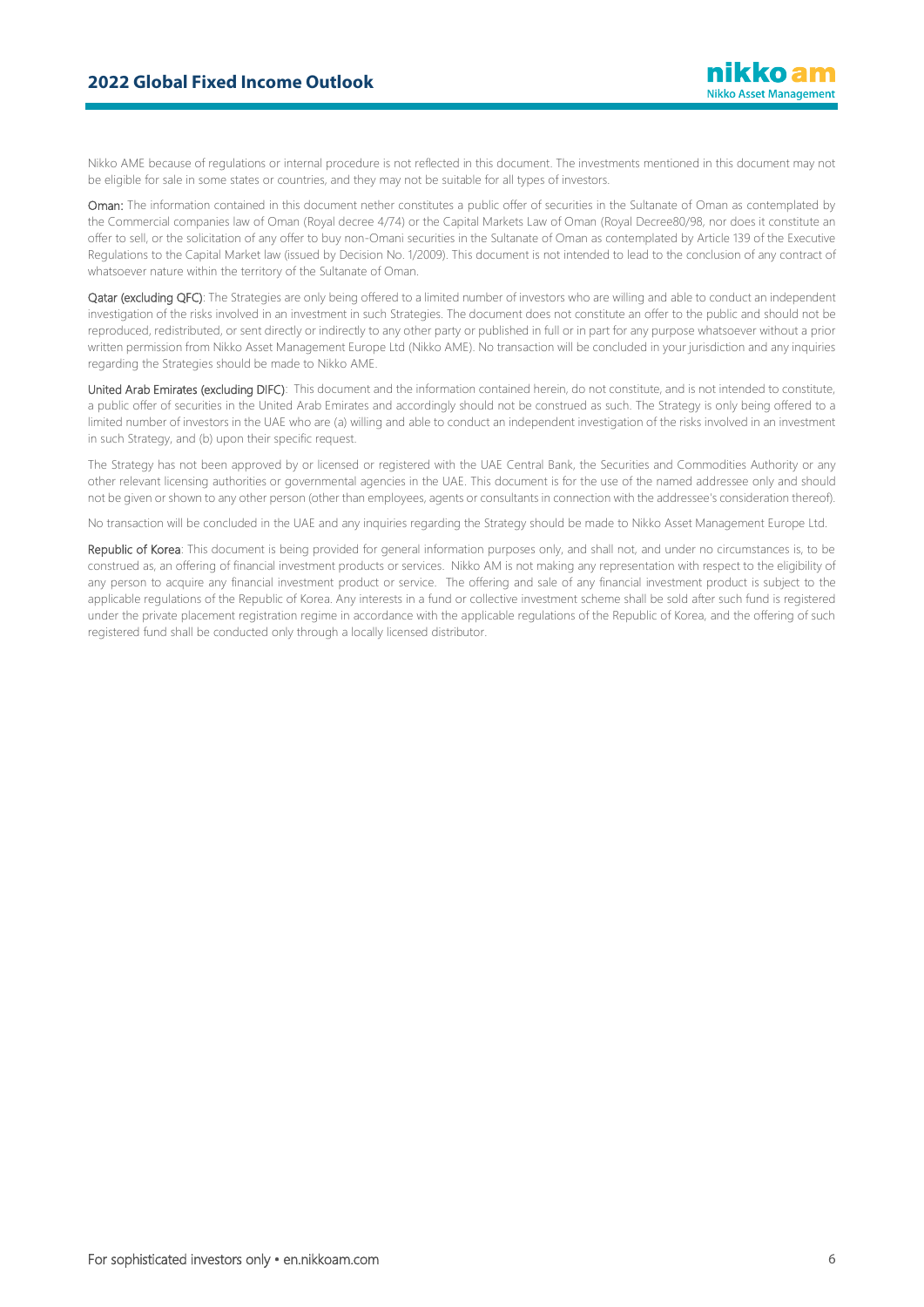Nikko AME because of regulations or internal procedure is not reflected in this document. The investments mentioned in this document may not be eligible for sale in some states or countries, and they may not be suitable for all types of investors.

**Oman:** The information contained in this document nether constitutes a public offer of securities in the Sultanate of Oman as contemplated by the Commercial companies law of Oman (Royal decree 4/74) or the Capital Markets Law of Oman (Royal Decree80/98, nor does it constitute an offer to sell, or the solicitation of any offer to buy non-Omani securities in the Sultanate of Oman as contemplated by Article 139 of the Executive Regulations to the Capital Market law (issued by Decision No. 1/2009). This document is not intended to lead to the conclusion of any contract of whatsoever nature within the territory of the Sultanate of Oman.

**Qatar (excluding QFC)**: The Strategies are only being offered to a limited number of investors who are willing and able to conduct an independent investigation of the risks involved in an investment in such Strategies. The document does not constitute an offer to the public and should not be reproduced, redistributed, or sent directly or indirectly to any other party or published in full or in part for any purpose whatsoever without a prior written permission from Nikko Asset Management Europe Ltd (Nikko AME). No transaction will be concluded in your jurisdiction and any inquiries regarding the Strategies should be made to Nikko AME.

**United Arab Emirates (excluding DIFC)**: This document and the information contained herein, do not constitute, and is not intended to constitute, a public offer of securities in the United Arab Emirates and accordingly should not be construed as such. The Strategy is only being offered to a limited number of investors in the UAE who are (a) willing and able to conduct an independent investigation of the risks involved in an investment in such Strategy, and (b) upon their specific request.

The Strategy has not been approved by or licensed or registered with the UAE Central Bank, the Securities and Commodities Authority or any other relevant licensing authorities or governmental agencies in the UAE. This document is for the use of the named addressee only and should not be given or shown to any other person (other than employees, agents or consultants in connection with the addressee's consideration thereof).

No transaction will be concluded in the UAE and any inquiries regarding the Strategy should be made to Nikko Asset Management Europe Ltd.

**Republic of Korea**: This document is being provided for general information purposes only, and shall not, and under no circumstances is, to be construed as, an offering of financial investment products or services. Nikko AM is not making any representation with respect to the eligibility of any person to acquire any financial investment product or service. The offering and sale of any financial investment product is subject to the applicable regulations of the Republic of Korea. Any interests in a fund or collective investment scheme shall be sold after such fund is registered under the private placement registration regime in accordance with the applicable regulations of the Republic of Korea, and the offering of such registered fund shall be conducted only through a locally licensed distributor.